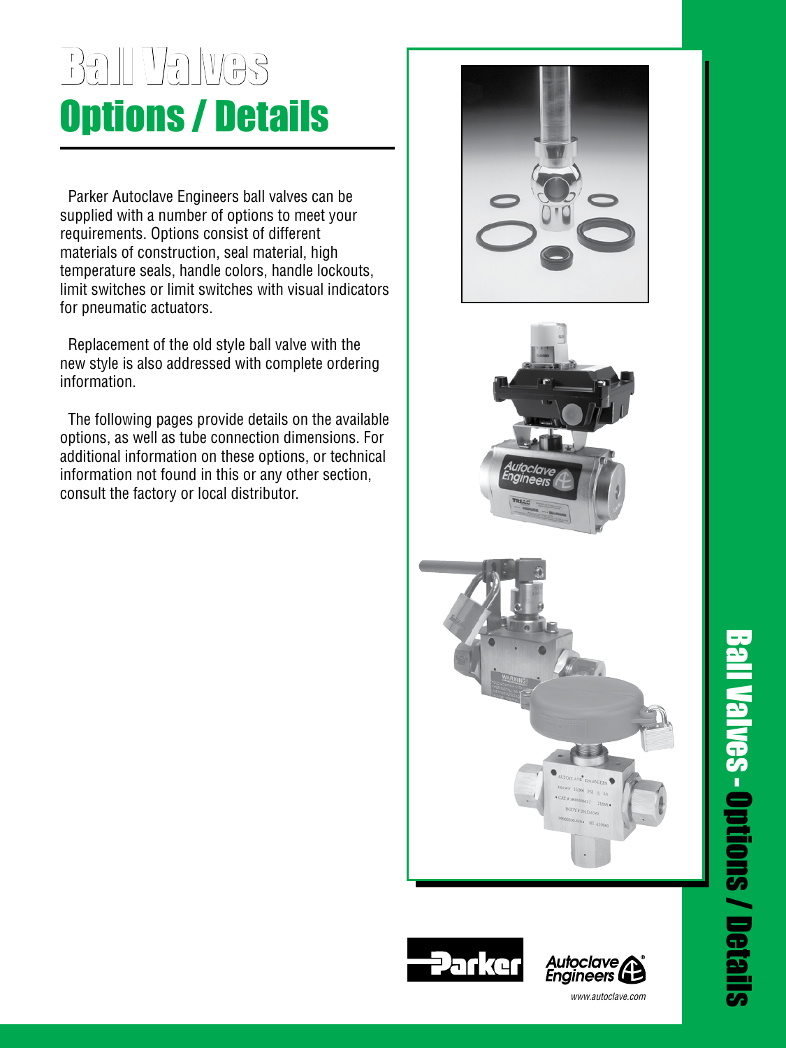# Ball Valves
# Options / Details

Parker Autoclave Engineers ball valves can be supplied with a number of options to meet your requirements. Options consist of different materials of construction, seal material, high temperature seals, handle colors, handle lockouts, limit switches or limit switches with visual indicators for pneumatic actuators.

Replacement of the old style ball valve with the new style is also addressed with complete ordering information.

The following pages provide details on the available options, as well as tube connection dimensions. For additional information on these options, or technical information not found in this or any other section, consult the factory or local distributor.

www.autoclave.com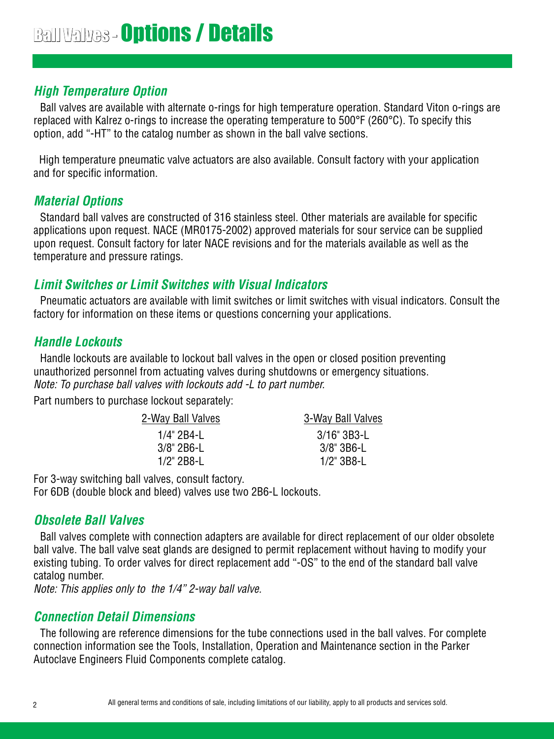# Ball Valves - Options / Details

## *High Temperature Option*

Ball valves are available with alternate o-rings for high temperature operation. Standard Viton o-rings are replaced with Kalrez o-rings to increase the operating temperature to 500°F (260°C). To specify this option, add "-HT" to the catalog number as shown in the ball valve sections.

High temperature pneumatic valve actuators are also available. Consult factory with your application and for specific information.

## *Material Options*

Standard ball valves are constructed of 316 stainless steel. Other materials are available for specific applications upon request. NACE (MR0175-2002) approved materials for sour service can be supplied upon request. Consult factory for later NACE revisions and for the materials available as well as the temperature and pressure ratings.

## *Limit Switches or Limit Switches with Visual Indicators*

Pneumatic actuators are available with limit switches or limit switches with visual indicators. Consult the factory for information on these items or questions concerning your applications.

## *Handle Lockouts*

Handle lockouts are available to lockout ball valves in the open or closed position preventing unauthorized personnel from actuating valves during shutdowns or emergency situations.
*Note: To purchase ball valves with lockouts add -L to part number.*

Part numbers to purchase lockout separately:

| 2-Way Ball Valves | 3-Way Ball Valves |
|---|---|
| 1/4" 2B4-L | 3/16" 3B3-L |
| 3/8" 2B6-L | 3/8" 3B6-L |
| 1/2" 2B8-L | 1/2" 3B8-L |

For 3-way switching ball valves, consult factory.
For 6DB (double block and bleed) valves use two 2B6-L lockouts.

## *Obsolete Ball Valves*

Ball valves complete with connection adapters are available for direct replacement of our older obsolete ball valve. The ball valve seat glands are designed to permit replacement without having to modify your existing tubing. To order valves for direct replacement add "-OS" to the end of the standard ball valve catalog number.
*Note: This applies only to the 1/4" 2-way ball valve.*

## *Connection Detail Dimensions*

The following are reference dimensions for the tube connections used in the ball valves. For complete connection information see the Tools, Installation, Operation and Maintenance section in the Parker Autoclave Engineers Fluid Components complete catalog.

All general terms and conditions of sale, including limitations of our liability, apply to all products and services sold.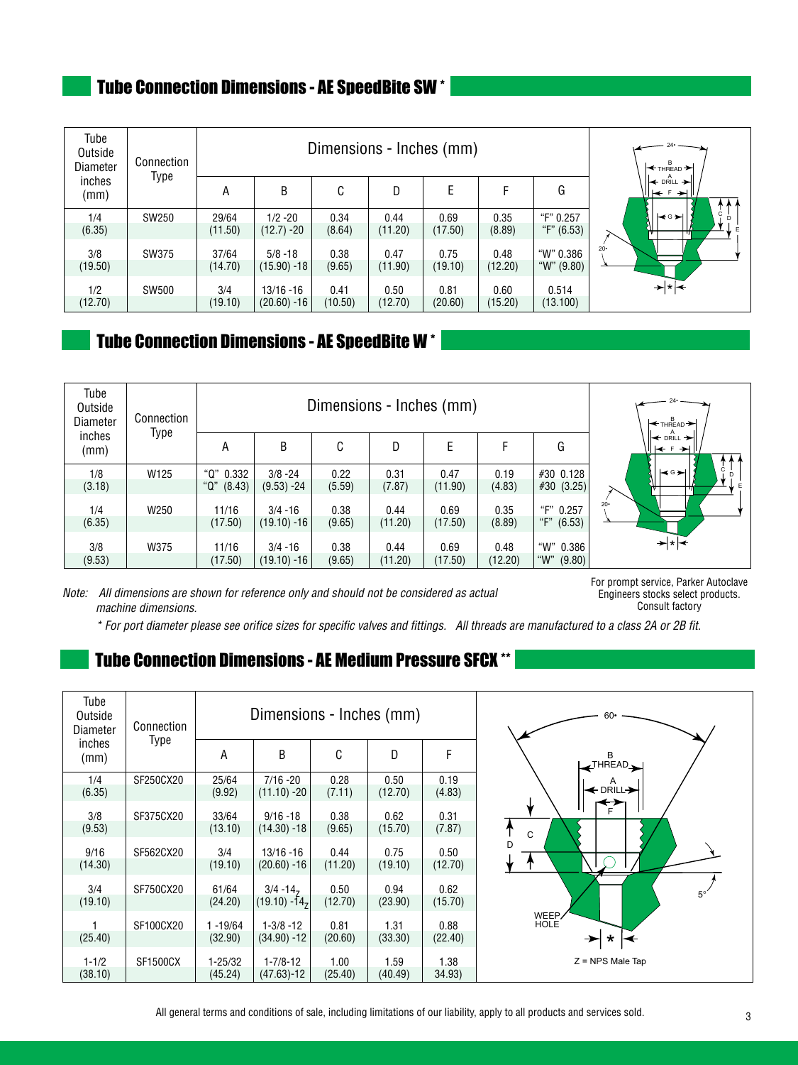## Tube Connection Dimensions - AE SpeedBite SW *

| Tube Outside Diameter inches (mm) | Connection Type | Dimensions - Inches (mm) | | | | | | |
|---|---|---|---|---|---|---|---|---|
| | | A | B | C | D | E | F | G |
| 1/4 (6.35) | SW250 | 29/64 (11.50) | 1/2 -20 (12.7) -20 | 0.34 (8.64) | 0.44 (11.20) | 0.69 (17.50) | 0.35 (8.89) | "F" 0.257 "F" (6.53) |
| 3/8 (19.50) | SW375 | 37/64 (14.70) | 5/8 -18 (15.90) -18 | 0.38 (9.65) | 0.47 (11.90) | 0.75 (19.10) | 0.48 (12.20) | "W" 0.386 "W" (9.80) |
| 1/2 (12.70) | SW500 | 3/4 (19.10) | 13/16 -16 (20.60) -16 | 0.41 (10.50) | 0.50 (12.70) | 0.81 (20.60) | 0.60 (15.20) | 0.514 (13.100) |

## Tube Connection Dimensions - AE SpeedBite W *

| Tube Outside Diameter inches (mm) | Connection Type | Dimensions - Inches (mm) | | | | | | |
|---|---|---|---|---|---|---|---|---|
| | | A | B | C | D | E | F | G |
| 1/8 (3.18) | W125 | "Q" 0.332 "Q" (8.43) | 3/8 -24 (9.53) -24 | 0.22 (5.59) | 0.31 (7.87) | 0.47 (11.90) | 0.19 (4.83) | #30 0.128 #30 (3.25) |
| 1/4 (6.35) | W250 | 11/16 (17.50) | 3/4 -16 (19.10) -16 | 0.38 (9.65) | 0.44 (11.20) | 0.69 (17.50) | 0.35 (8.89) | "F" 0.257 "F" (6.53) |
| 3/8 (9.53) | W375 | 11/16 (17.50) | 3/4 -16 (19.10) -16 | 0.38 (9.65) | 0.44 (11.20) | 0.69 (17.50) | 0.48 (12.20) | "W" 0.386 "W" (9.80) |

Note: *All dimensions are shown for reference only and should not be considered as actual machine dimensions.*

For prompt service, Parker Autoclave Engineers stocks select products. Consult factory

*\* For port diameter please see orifice sizes for specific valves and fittings. All threads are manufactured to a class 2A or 2B fit.*

## Tube Connection Dimensions - AE Medium Pressure SFCX **

| Tube Outside Diameter inches (mm) | Connection Type | Dimensions - Inches (mm) | | | | |
|---|---|---|---|---|---|---|
| | | A | B | C | D | F |
| 1/4 (6.35) | SF250CX20 | 25/64 (9.92) | 7/16 -20 (11.10) -20 | 0.28 (7.11) | 0.50 (12.70) | 0.19 (4.83) |
| 3/8 (9.53) | SF375CX20 | 33/64 (13.10) | 9/16 -18 (14.30) -18 | 0.38 (9.65) | 0.62 (15.70) | 0.31 (7.87) |
| 9/16 (14.30) | SF562CX20 | 3/4 (19.10) | 13/16 -16 (20.60) -16 | 0.44 (11.20) | 0.75 (19.10) | 0.50 (12.70) |
| 3/4 (19.10) | SF750CX20 | 61/64 (24.20) | 3/4 -14Z (19.10) -14Z | 0.50 (12.70) | 0.94 (23.90) | 0.62 (15.70) |
| 1 (25.40) | SF100CX20 | 1 -19/64 (32.90) | 1-3/8 -12 (34.90) -12 | 0.81 (20.60) | 1.31 (33.30) | 0.88 (22.40) |
| 1-1/2 (38.10) | SF1500CX | 1-25/32 (45.24) | 1-7/8-12 (47.63)-12 | 1.00 (25.40) | 1.59 (40.49) | 1.38 34.93) |

Z = NPS Male Tap

All general terms and conditions of sale, including limitations of our liability, apply to all products and services sold.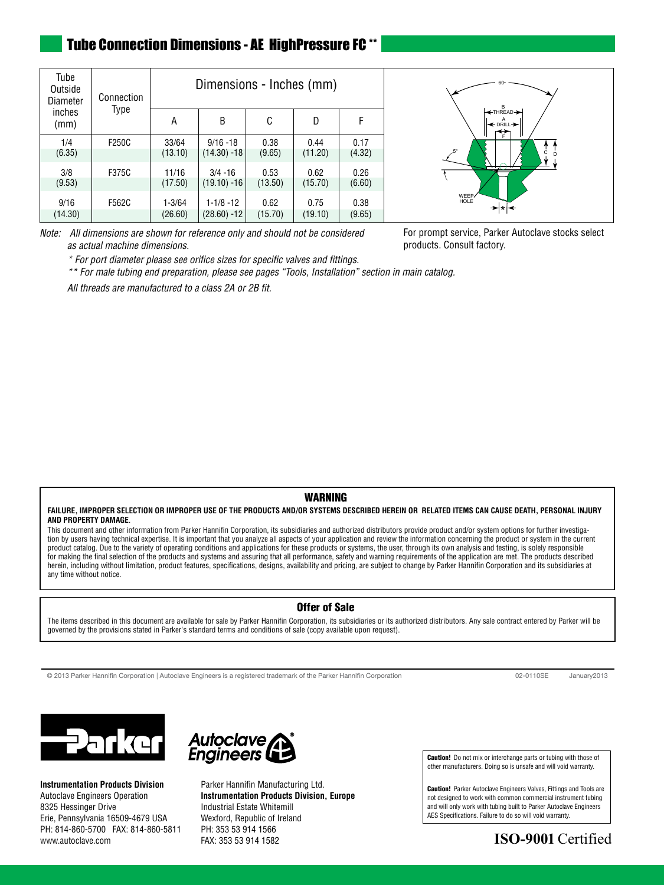## Tube Connection Dimensions - AE HighPressure FC **

| Tube Outside Diameter inches (mm) | Connection Type | Dimensions - Inches (mm) | | | | |
|---|---|---|---|---|---|---|
| | | A | B | C | D | F |
| 1/4 (6.35) | F250C | 33/64 (13.10) | 9/16 -18 (14.30) -18 | 0.38 (9.65) | 0.44 (11.20) | 0.17 (4.32) |
| 3/8 (9.53) | F375C | 11/16 (17.50) | 3/4 -16 (19.10) -16 | 0.53 (13.50) | 0.62 (15.70) | 0.26 (6.60) |
| 9/16 (14.30) | F562C | 1-3/64 (26.60) | 1-1/8 -12 (28.60) -12 | 0.62 (15.70) | 0.75 (19.10) | 0.38 (9.65) |

60°
B THREAD
A DRILL
F
5°
C
D
WEEP HOLE
*

*Note: All dimensions are shown for reference only and should not be considered as actual machine dimensions.*

*\* For port diameter please see orifice sizes for specific valves and fittings.*

*\*\* For male tubing end preparation, please see pages "Tools, Installation" section in main catalog.*

*All threads are manufactured to a class 2A or 2B fit.*

For prompt service, Parker Autoclave stocks select products. Consult factory.

### WARNING

**FAILURE, IMPROPER SELECTION OR IMPROPER USE OF THE PRODUCTS AND/OR SYSTEMS DESCRIBED HEREIN OR RELATED ITEMS CAN CAUSE DEATH, PERSONAL INJURY AND PROPERTY DAMAGE**.

This document and other information from Parker Hannifin Corporation, its subsidiaries and authorized distributors provide product and/or system options for further investigation by users having technical expertise. It is important that you analyze all aspects of your application and review the information concerning the product or system in the current product catalog. Due to the variety of operating conditions and applications for these products or systems, the user, through its own analysis and testing, is solely responsible for making the final selection of the products and systems and assuring that all performance, safety and warning requirements of the application are met. The products described herein, including without limitation, product features, specifications, designs, availability and pricing, are subject to change by Parker Hannifin Corporation and its subsidiaries at any time without notice.

### Offer of Sale

The items described in this document are available for sale by Parker Hannifin Corporation, its subsidiaries or its authorized distributors. Any sale contract entered by Parker will be governed by the provisions stated in Parker's standard terms and conditions of sale (copy available upon request).

© 2013 Parker Hannifin Corporation | Autoclave Engineers is a registered trademark of the Parker Hannifin Corporation 02-0110SE January2013

**Instrumentation Products Division**
Autoclave Engineers Operation
8325 Hessinger Drive
Erie, Pennsylvania 16509-4679 USA
PH: 814-860-5700 FAX: 814-860-5811
www.autoclave.com

Parker Hannifin Manufacturing Ltd.
**Instrumentation Products Division, Europe**
Industrial Estate Whitemill
Wexford, Republic of Ireland
PH: 353 53 914 1566
FAX: 353 53 914 1582

**Caution!** Do not mix or interchange parts or tubing with those of other manufacturers. Doing so is unsafe and will void warranty.

**Caution!** Parker Autoclave Engineers Valves, Fittings and Tools are not designed to work with common commercial instrument tubing and will only work with tubing built to Parker Autoclave Engineers AES Specifications. Failure to do so will void warranty.

**ISO-9001** Certified